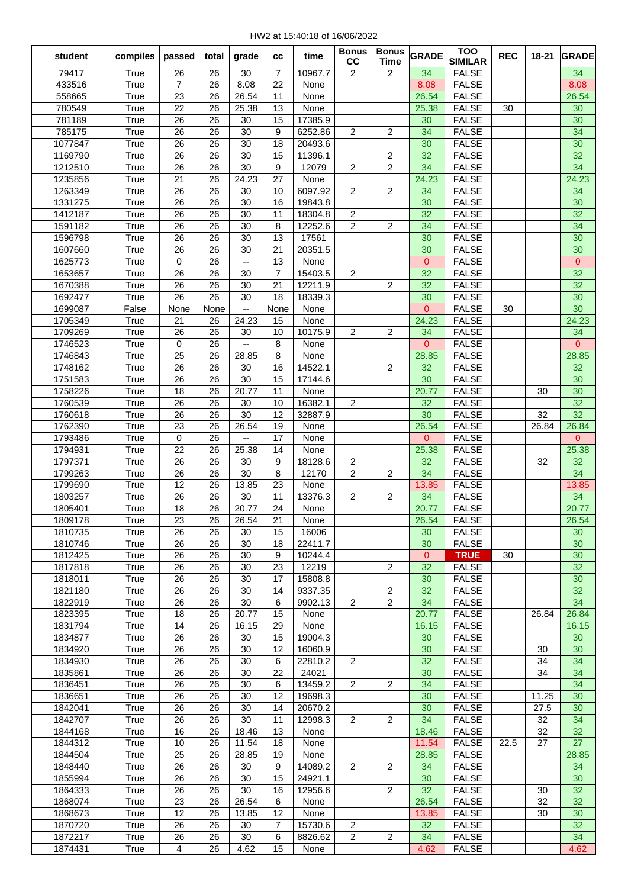HW2 at 15:40:18 of 16/06/2022

| student | compiles | passed | total | grade | cc | time | Bonus CC | Bonus Time | GRADE | TOO SIMILAR | REC | 18-21 | GRADE |
|---|---|---|---|---|---|---|---|---|---|---|---|---|---|
| 79417 | True | 26 | 26 | 30 | 7 | 10967.7 | 2 | 2 | 34 | FALSE | | | 34 |
| 433516 | True | 7 | 26 | 8.08 | 22 | None | | | 8.08 | FALSE | | | 8.08 |
| 558665 | True | 23 | 26 | 26.54 | 11 | None | | | 26.54 | FALSE | | | 26.54 |
| 780549 | True | 22 | 26 | 25.38 | 13 | None | | | 25.38 | FALSE | 30 | | 30 |
| 781189 | True | 26 | 26 | 30 | 15 | 17385.9 | | | 30 | FALSE | | | 30 |
| 785175 | True | 26 | 26 | 30 | 9 | 6252.86 | 2 | 2 | 34 | FALSE | | | 34 |
| 1077847 | True | 26 | 26 | 30 | 18 | 20493.6 | | | 30 | FALSE | | | 30 |
| 1169790 | True | 26 | 26 | 30 | 15 | 11396.1 | | 2 | 32 | FALSE | | | 32 |
| 1212510 | True | 26 | 26 | 30 | 9 | 12079 | 2 | 2 | 34 | FALSE | | | 34 |
| 1235856 | True | 21 | 26 | 24.23 | 27 | None | | | 24.23 | FALSE | | | 24.23 |
| 1263349 | True | 26 | 26 | 30 | 10 | 6097.92 | 2 | 2 | 34 | FALSE | | | 34 |
| 1331275 | True | 26 | 26 | 30 | 16 | 19843.8 | | | 30 | FALSE | | | 30 |
| 1412187 | True | 26 | 26 | 30 | 11 | 18304.8 | 2 | | 32 | FALSE | | | 32 |
| 1591182 | True | 26 | 26 | 30 | 8 | 12252.6 | 2 | 2 | 34 | FALSE | | | 34 |
| 1596798 | True | 26 | 26 | 30 | 13 | 17561 | | | 30 | FALSE | | | 30 |
| 1607660 | True | 26 | 26 | 30 | 21 | 20351.5 | | | 30 | FALSE | | | 30 |
| 1625773 | True | 0 | 26 | -- | 13 | None | | | 0 | FALSE | | | 0 |
| 1653657 | True | 26 | 26 | 30 | 7 | 15403.5 | 2 | | 32 | FALSE | | | 32 |
| 1670388 | True | 26 | 26 | 30 | 21 | 12211.9 | | 2 | 32 | FALSE | | | 32 |
| 1692477 | True | 26 | 26 | 30 | 18 | 18339.3 | | | 30 | FALSE | | | 30 |
| 1699087 | False | None | None | -- | None | None | | | 0 | FALSE | 30 | | 30 |
| 1705349 | True | 21 | 26 | 24.23 | 15 | None | | | 24.23 | FALSE | | | 24.23 |
| 1709269 | True | 26 | 26 | 30 | 10 | 10175.9 | 2 | 2 | 34 | FALSE | | | 34 |
| 1746523 | True | 0 | 26 | -- | 8 | None | | | 0 | FALSE | | | 0 |
| 1746843 | True | 25 | 26 | 28.85 | 8 | None | | | 28.85 | FALSE | | | 28.85 |
| 1748162 | True | 26 | 26 | 30 | 16 | 14522.1 | | 2 | 32 | FALSE | | | 32 |
| 1751583 | True | 26 | 26 | 30 | 15 | 17144.6 | | | 30 | FALSE | | | 30 |
| 1758226 | True | 18 | 26 | 20.77 | 11 | None | | | 20.77 | FALSE | | 30 | 30 |
| 1760539 | True | 26 | 26 | 30 | 10 | 16382.1 | 2 | | 32 | FALSE | | | 32 |
| 1760618 | True | 26 | 26 | 30 | 12 | 32887.9 | | | 30 | FALSE | | 32 | 32 |
| 1762390 | True | 23 | 26 | 26.54 | 19 | None | | | 26.54 | FALSE | | 26.84 | 26.84 |
| 1793486 | True | 0 | 26 | -- | 17 | None | | | 0 | FALSE | | | 0 |
| 1794931 | True | 22 | 26 | 25.38 | 14 | None | | | 25.38 | FALSE | | | 25.38 |
| 1797371 | True | 26 | 26 | 30 | 9 | 18128.6 | 2 | | 32 | FALSE | | 32 | 32 |
| 1799263 | True | 26 | 26 | 30 | 8 | 12170 | 2 | 2 | 34 | FALSE | | | 34 |
| 1799690 | True | 12 | 26 | 13.85 | 23 | None | | | 13.85 | FALSE | | | 13.85 |
| 1803257 | True | 26 | 26 | 30 | 11 | 13376.3 | 2 | 2 | 34 | FALSE | | | 34 |
| 1805401 | True | 18 | 26 | 20.77 | 24 | None | | | 20.77 | FALSE | | | 20.77 |
| 1809178 | True | 23 | 26 | 26.54 | 21 | None | | | 26.54 | FALSE | | | 26.54 |
| 1810735 | True | 26 | 26 | 30 | 15 | 16006 | | | 30 | FALSE | | | 30 |
| 1810746 | True | 26 | 26 | 30 | 18 | 22411.7 | | | 30 | FALSE | | | 30 |
| 1812425 | True | 26 | 26 | 30 | 9 | 10244.4 | | | 0 | TRUE | 30 | | 30 |
| 1817818 | True | 26 | 26 | 30 | 23 | 12219 | | 2 | 32 | FALSE | | | 32 |
| 1818011 | True | 26 | 26 | 30 | 17 | 15808.8 | | | 30 | FALSE | | | 30 |
| 1821180 | True | 26 | 26 | 30 | 14 | 9337.35 | | 2 | 32 | FALSE | | | 32 |
| 1822919 | True | 26 | 26 | 30 | 6 | 9902.13 | 2 | 2 | 34 | FALSE | | | 34 |
| 1823395 | True | 18 | 26 | 20.77 | 15 | None | | | 20.77 | FALSE | | 26.84 | 26.84 |
| 1831794 | True | 14 | 26 | 16.15 | 29 | None | | | 16.15 | FALSE | | | 16.15 |
| 1834877 | True | 26 | 26 | 30 | 15 | 19004.3 | | | 30 | FALSE | | | 30 |
| 1834920 | True | 26 | 26 | 30 | 12 | 16060.9 | | | 30 | FALSE | | 30 | 30 |
| 1834930 | True | 26 | 26 | 30 | 6 | 22810.2 | 2 | | 32 | FALSE | | 34 | 34 |
| 1835861 | True | 26 | 26 | 30 | 22 | 24021 | | | 30 | FALSE | | 34 | 34 |
| 1836451 | True | 26 | 26 | 30 | 6 | 13459.2 | 2 | 2 | 34 | FALSE | | | 34 |
| 1836651 | True | 26 | 26 | 30 | 12 | 19698.3 | | | 30 | FALSE | | 11.25 | 30 |
| 1842041 | True | 26 | 26 | 30 | 14 | 20670.2 | | | 30 | FALSE | | 27.5 | 30 |
| 1842707 | True | 26 | 26 | 30 | 11 | 12998.3 | 2 | 2 | 34 | FALSE | | 32 | 34 |
| 1844168 | True | 16 | 26 | 18.46 | 13 | None | | | 18.46 | FALSE | | 32 | 32 |
| 1844312 | True | 10 | 26 | 11.54 | 18 | None | | | 11.54 | FALSE | 22.5 | 27 | 27 |
| 1844504 | True | 25 | 26 | 28.85 | 19 | None | | | 28.85 | FALSE | | | 28.85 |
| 1848440 | True | 26 | 26 | 30 | 9 | 14089.2 | 2 | 2 | 34 | FALSE | | | 34 |
| 1855994 | True | 26 | 26 | 30 | 15 | 24921.1 | | | 30 | FALSE | | | 30 |
| 1864333 | True | 26 | 26 | 30 | 16 | 12956.6 | | 2 | 32 | FALSE | | 30 | 32 |
| 1868074 | True | 23 | 26 | 26.54 | 6 | None | | | 26.54 | FALSE | | 32 | 32 |
| 1868673 | True | 12 | 26 | 13.85 | 12 | None | | | 13.85 | FALSE | | 30 | 30 |
| 1870720 | True | 26 | 26 | 30 | 7 | 15730.6 | 2 | | 32 | FALSE | | | 32 |
| 1872217 | True | 26 | 26 | 30 | 6 | 8826.62 | 2 | 2 | 34 | FALSE | | | 34 |
| 1874431 | True | 4 | 26 | 4.62 | 15 | None | | | 4.62 | FALSE | | | 4.62 |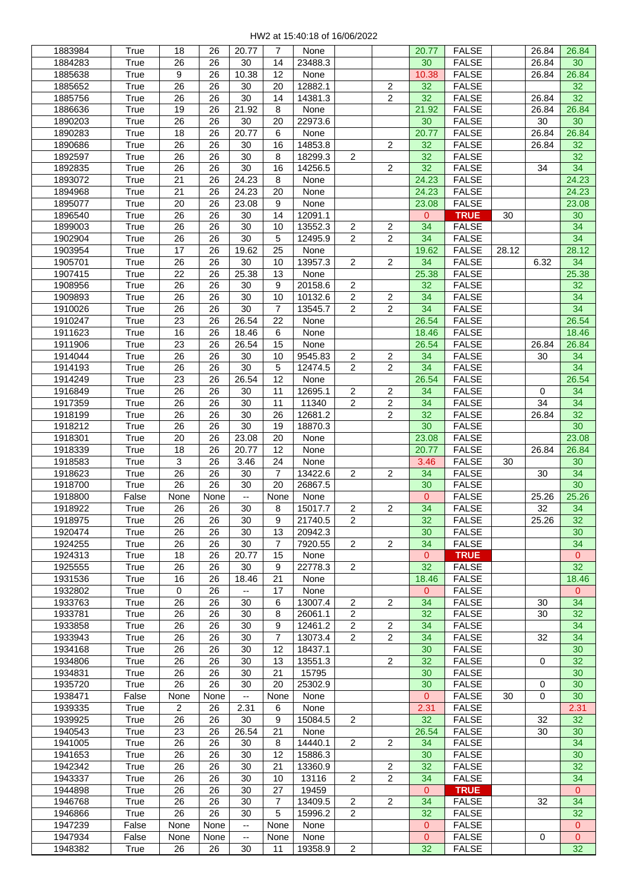HW2 at 15:40:18 of 16/06/2022

| | | | | | | | | | | | | | |
|---|---|---|---|---|---|---|---|---|---|---|---|---|---|
| 1883984 | True | 18 | 26 | 20.77 | 7 | None | | | 20.77 | FALSE | | 26.84 | 26.84 |
| 1884283 | True | 26 | 26 | 30 | 14 | 23488.3 | | | 30 | FALSE | | 26.84 | 30 |
| 1885638 | True | 9 | 26 | 10.38 | 12 | None | | | 10.38 | FALSE | | 26.84 | 26.84 |
| 1885652 | True | 26 | 26 | 30 | 20 | 12882.1 | | 2 | 32 | FALSE | | | 32 |
| 1885756 | True | 26 | 26 | 30 | 14 | 14381.3 | | 2 | 32 | FALSE | | 26.84 | 32 |
| 1886636 | True | 19 | 26 | 21.92 | 8 | None | | | 21.92 | FALSE | | 26.84 | 26.84 |
| 1890203 | True | 26 | 26 | 30 | 20 | 22973.6 | | | 30 | FALSE | | 30 | 30 |
| 1890283 | True | 18 | 26 | 20.77 | 6 | None | | | 20.77 | FALSE | | 26.84 | 26.84 |
| 1890686 | True | 26 | 26 | 30 | 16 | 14853.8 | | 2 | 32 | FALSE | | 26.84 | 32 |
| 1892597 | True | 26 | 26 | 30 | 8 | 18299.3 | 2 | | 32 | FALSE | | | 32 |
| 1892835 | True | 26 | 26 | 30 | 16 | 14256.5 | | 2 | 32 | FALSE | | 34 | 34 |
| 1893072 | True | 21 | 26 | 24.23 | 8 | None | | | 24.23 | FALSE | | | 24.23 |
| 1894968 | True | 21 | 26 | 24.23 | 20 | None | | | 24.23 | FALSE | | | 24.23 |
| 1895077 | True | 20 | 26 | 23.08 | 9 | None | | | 23.08 | FALSE | | | 23.08 |
| 1896540 | True | 26 | 26 | 30 | 14 | 12091.1 | | | 0 | TRUE | 30 | | 30 |
| 1899003 | True | 26 | 26 | 30 | 10 | 13552.3 | 2 | 2 | 34 | FALSE | | | 34 |
| 1902904 | True | 26 | 26 | 30 | 5 | 12495.9 | 2 | 2 | 34 | FALSE | | | 34 |
| 1903954 | True | 17 | 26 | 19.62 | 25 | None | | | 19.62 | FALSE | 28.12 | | 28.12 |
| 1905701 | True | 26 | 26 | 30 | 10 | 13957.3 | 2 | 2 | 34 | FALSE | | 6.32 | 34 |
| 1907415 | True | 22 | 26 | 25.38 | 13 | None | | | 25.38 | FALSE | | | 25.38 |
| 1908956 | True | 26 | 26 | 30 | 9 | 20158.6 | 2 | | 32 | FALSE | | | 32 |
| 1909893 | True | 26 | 26 | 30 | 10 | 10132.6 | 2 | 2 | 34 | FALSE | | | 34 |
| 1910026 | True | 26 | 26 | 30 | 7 | 13545.7 | 2 | 2 | 34 | FALSE | | | 34 |
| 1910247 | True | 23 | 26 | 26.54 | 22 | None | | | 26.54 | FALSE | | | 26.54 |
| 1911623 | True | 16 | 26 | 18.46 | 6 | None | | | 18.46 | FALSE | | | 18.46 |
| 1911906 | True | 23 | 26 | 26.54 | 15 | None | | | 26.54 | FALSE | | 26.84 | 26.84 |
| 1914044 | True | 26 | 26 | 30 | 10 | 9545.83 | 2 | 2 | 34 | FALSE | | 30 | 34 |
| 1914193 | True | 26 | 26 | 30 | 5 | 12474.5 | 2 | 2 | 34 | FALSE | | | 34 |
| 1914249 | True | 23 | 26 | 26.54 | 12 | None | | | 26.54 | FALSE | | | 26.54 |
| 1916849 | True | 26 | 26 | 30 | 11 | 12695.1 | 2 | 2 | 34 | FALSE | | 0 | 34 |
| 1917359 | True | 26 | 26 | 30 | 11 | 11340 | 2 | 2 | 34 | FALSE | | 34 | 34 |
| 1918199 | True | 26 | 26 | 30 | 26 | 12681.2 | | 2 | 32 | FALSE | | 26.84 | 32 |
| 1918212 | True | 26 | 26 | 30 | 19 | 18870.3 | | | 30 | FALSE | | | 30 |
| 1918301 | True | 20 | 26 | 23.08 | 20 | None | | | 23.08 | FALSE | | | 23.08 |
| 1918339 | True | 18 | 26 | 20.77 | 12 | None | | | 20.77 | FALSE | | 26.84 | 26.84 |
| 1918583 | True | 3 | 26 | 3.46 | 24 | None | | | 3.46 | FALSE | 30 | | 30 |
| 1918623 | True | 26 | 26 | 30 | 7 | 13422.6 | 2 | 2 | 34 | FALSE | | 30 | 34 |
| 1918700 | True | 26 | 26 | 30 | 20 | 26867.5 | | | 30 | FALSE | | | 30 |
| 1918800 | False | None | None | -- | None | None | | | 0 | FALSE | | 25.26 | 25.26 |
| 1918922 | True | 26 | 26 | 30 | 8 | 15017.7 | 2 | 2 | 34 | FALSE | | 32 | 34 |
| 1918975 | True | 26 | 26 | 30 | 9 | 21740.5 | 2 | | 32 | FALSE | | 25.26 | 32 |
| 1920474 | True | 26 | 26 | 30 | 13 | 20942.3 | | | 30 | FALSE | | | 30 |
| 1924255 | True | 26 | 26 | 30 | 7 | 7920.55 | 2 | 2 | 34 | FALSE | | | 34 |
| 1924313 | True | 18 | 26 | 20.77 | 15 | None | | | 0 | TRUE | | | 0 |
| 1925555 | True | 26 | 26 | 30 | 9 | 22778.3 | 2 | | 32 | FALSE | | | 32 |
| 1931536 | True | 16 | 26 | 18.46 | 21 | None | | | 18.46 | FALSE | | | 18.46 |
| 1932802 | True | 0 | 26 | -- | 17 | None | | | 0 | FALSE | | | 0 |
| 1933763 | True | 26 | 26 | 30 | 6 | 13007.4 | 2 | 2 | 34 | FALSE | | 30 | 34 |
| 1933781 | True | 26 | 26 | 30 | 8 | 26061.1 | 2 | | 32 | FALSE | | 30 | 32 |
| 1933858 | True | 26 | 26 | 30 | 9 | 12461.2 | 2 | 2 | 34 | FALSE | | | 34 |
| 1933943 | True | 26 | 26 | 30 | 7 | 13073.4 | 2 | 2 | 34 | FALSE | | 32 | 34 |
| 1934168 | True | 26 | 26 | 30 | 12 | 18437.1 | | | 30 | FALSE | | | 30 |
| 1934806 | True | 26 | 26 | 30 | 13 | 13551.3 | | 2 | 32 | FALSE | | 0 | 32 |
| 1934831 | True | 26 | 26 | 30 | 21 | 15795 | | | 30 | FALSE | | | 30 |
| 1935720 | True | 26 | 26 | 30 | 20 | 25302.9 | | | 30 | FALSE | | 0 | 30 |
| 1938471 | False | None | None | -- | None | None | | | 0 | FALSE | 30 | 0 | 30 |
| 1939335 | True | 2 | 26 | 2.31 | 6 | None | | | 2.31 | FALSE | | | 2.31 |
| 1939925 | True | 26 | 26 | 30 | 9 | 15084.5 | 2 | | 32 | FALSE | | 32 | 32 |
| 1940543 | True | 23 | 26 | 26.54 | 21 | None | | | 26.54 | FALSE | | 30 | 30 |
| 1941005 | True | 26 | 26 | 30 | 8 | 14440.1 | 2 | 2 | 34 | FALSE | | | 34 |
| 1941653 | True | 26 | 26 | 30 | 12 | 15886.3 | | | 30 | FALSE | | | 30 |
| 1942342 | True | 26 | 26 | 30 | 21 | 13360.9 | | 2 | 32 | FALSE | | | 32 |
| 1943337 | True | 26 | 26 | 30 | 10 | 13116 | 2 | 2 | 34 | FALSE | | | 34 |
| 1944898 | True | 26 | 26 | 30 | 27 | 19459 | | | 0 | TRUE | | | 0 |
| 1946768 | True | 26 | 26 | 30 | 7 | 13409.5 | 2 | 2 | 34 | FALSE | | 32 | 34 |
| 1946866 | True | 26 | 26 | 30 | 5 | 15996.2 | 2 | | 32 | FALSE | | | 32 |
| 1947239 | False | None | None | -- | None | None | | | 0 | FALSE | | | 0 |
| 1947934 | False | None | None | -- | None | None | | | 0 | FALSE | | 0 | 0 |
| 1948382 | True | 26 | 26 | 30 | 11 | 19358.9 | 2 | | 32 | FALSE | | | 32 |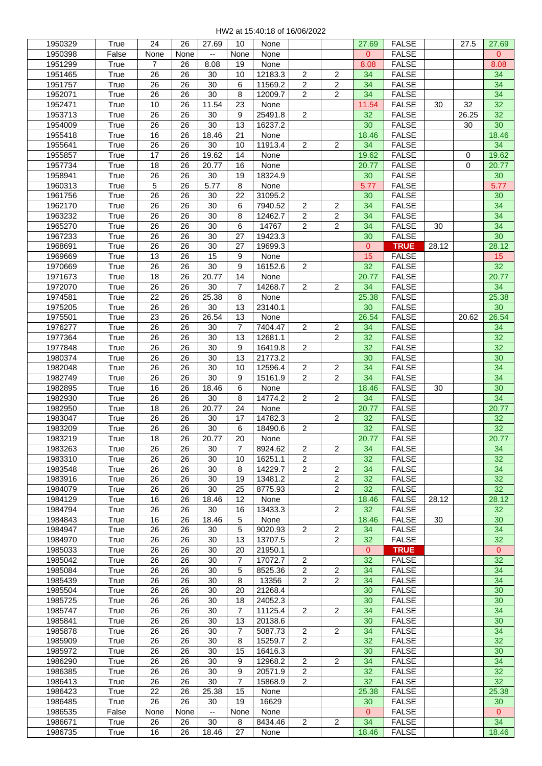HW2 at 15:40:18 of 16/06/2022

| | | | | | | | | | | | | |
|---|---|---|---|---|---|---|---|---|---|---|---|---|
| 1950329 | True | 24 | 26 | 27.69 | 10 | None | | | 27.69 | FALSE | | 27.5 | 27.69 |
| 1950398 | False | None | None | -- | None | None | | | 0 | FALSE | | | 0 |
| 1951299 | True | 7 | 26 | 8.08 | 19 | None | | | 8.08 | FALSE | | | 8.08 |
| 1951465 | True | 26 | 26 | 30 | 10 | 12183.3 | 2 | 2 | 34 | FALSE | | | 34 |
| 1951757 | True | 26 | 26 | 30 | 6 | 11569.2 | 2 | 2 | 34 | FALSE | | | 34 |
| 1952071 | True | 26 | 26 | 30 | 8 | 12009.7 | 2 | 2 | 34 | FALSE | | | 34 |
| 1952471 | True | 10 | 26 | 11.54 | 23 | None | | | 11.54 | FALSE | 30 | 32 | 32 |
| 1953713 | True | 26 | 26 | 30 | 9 | 25491.8 | 2 | | 32 | FALSE | | 26.25 | 32 |
| 1954009 | True | 26 | 26 | 30 | 13 | 16237.2 | | | 30 | FALSE | | 30 | 30 |
| 1955418 | True | 16 | 26 | 18.46 | 21 | None | | | 18.46 | FALSE | | | 18.46 |
| 1955641 | True | 26 | 26 | 30 | 10 | 11913.4 | 2 | 2 | 34 | FALSE | | | 34 |
| 1955857 | True | 17 | 26 | 19.62 | 14 | None | | | 19.62 | FALSE | | 0 | 19.62 |
| 1957734 | True | 18 | 26 | 20.77 | 16 | None | | | 20.77 | FALSE | | 0 | 20.77 |
| 1958941 | True | 26 | 26 | 30 | 19 | 18324.9 | | | 30 | FALSE | | | 30 |
| 1960313 | True | 5 | 26 | 5.77 | 8 | None | | | 5.77 | FALSE | | | 5.77 |
| 1961756 | True | 26 | 26 | 30 | 22 | 31095.2 | | | 30 | FALSE | | | 30 |
| 1962170 | True | 26 | 26 | 30 | 6 | 7940.52 | 2 | 2 | 34 | FALSE | | | 34 |
| 1963232 | True | 26 | 26 | 30 | 8 | 12462.7 | 2 | 2 | 34 | FALSE | | | 34 |
| 1965270 | True | 26 | 26 | 30 | 6 | 14767 | 2 | 2 | 34 | FALSE | 30 | | 34 |
| 1967233 | True | 26 | 26 | 30 | 27 | 19423.3 | | | 30 | FALSE | | | 30 |
| 1968691 | True | 26 | 26 | 30 | 27 | 19699.3 | | | 0 | **TRUE** | 28.12 | | 28.12 |
| 1969669 | True | 13 | 26 | 15 | 9 | None | | | 15 | FALSE | | | 15 |
| 1970669 | True | 26 | 26 | 30 | 9 | 16152.6 | 2 | | 32 | FALSE | | | 32 |
| 1971673 | True | 18 | 26 | 20.77 | 14 | None | | | 20.77 | FALSE | | | 20.77 |
| 1972070 | True | 26 | 26 | 30 | 7 | 14268.7 | 2 | 2 | 34 | FALSE | | | 34 |
| 1974581 | True | 22 | 26 | 25.38 | 8 | None | | | 25.38 | FALSE | | | 25.38 |
| 1975205 | True | 26 | 26 | 30 | 13 | 23140.1 | | | 30 | FALSE | | | 30 |
| 1975501 | True | 23 | 26 | 26.54 | 13 | None | | | 26.54 | FALSE | | 20.62 | 26.54 |
| 1976277 | True | 26 | 26 | 30 | 7 | 7404.47 | 2 | 2 | 34 | FALSE | | | 34 |
| 1977364 | True | 26 | 26 | 30 | 13 | 12681.1 | | 2 | 32 | FALSE | | | 32 |
| 1977848 | True | 26 | 26 | 30 | 9 | 16419.8 | 2 | | 32 | FALSE | | | 32 |
| 1980374 | True | 26 | 26 | 30 | 13 | 21773.2 | | | 30 | FALSE | | | 30 |
| 1982048 | True | 26 | 26 | 30 | 10 | 12596.4 | 2 | 2 | 34 | FALSE | | | 34 |
| 1982749 | True | 26 | 26 | 30 | 9 | 15161.9 | 2 | 2 | 34 | FALSE | | | 34 |
| 1982895 | True | 16 | 26 | 18.46 | 6 | None | | | 18.46 | FALSE | 30 | | 30 |
| 1982930 | True | 26 | 26 | 30 | 8 | 14774.2 | 2 | 2 | 34 | FALSE | | | 34 |
| 1982950 | True | 18 | 26 | 20.77 | 24 | None | | | 20.77 | FALSE | | | 20.77 |
| 1983047 | True | 26 | 26 | 30 | 17 | 14782.3 | | 2 | 32 | FALSE | | | 32 |
| 1983209 | True | 26 | 26 | 30 | 6 | 18490.6 | 2 | | 32 | FALSE | | | 32 |
| 1983219 | True | 18 | 26 | 20.77 | 20 | None | | | 20.77 | FALSE | | | 20.77 |
| 1983263 | True | 26 | 26 | 30 | 7 | 8924.62 | 2 | 2 | 34 | FALSE | | | 34 |
| 1983310 | True | 26 | 26 | 30 | 10 | 16251.1 | 2 | | 32 | FALSE | | | 32 |
| 1983548 | True | 26 | 26 | 30 | 8 | 14229.7 | 2 | 2 | 34 | FALSE | | | 34 |
| 1983916 | True | 26 | 26 | 30 | 19 | 13481.2 | | 2 | 32 | FALSE | | | 32 |
| 1984079 | True | 26 | 26 | 30 | 25 | 8775.93 | | 2 | 32 | FALSE | | | 32 |
| 1984129 | True | 16 | 26 | 18.46 | 12 | None | | | 18.46 | FALSE | 28.12 | | 28.12 |
| 1984794 | True | 26 | 26 | 30 | 16 | 13433.3 | | 2 | 32 | FALSE | | | 32 |
| 1984843 | True | 16 | 26 | 18.46 | 5 | None | | | 18.46 | FALSE | 30 | | 30 |
| 1984947 | True | 26 | 26 | 30 | 5 | 9020.93 | 2 | 2 | 34 | FALSE | | | 34 |
| 1984970 | True | 26 | 26 | 30 | 13 | 13707.5 | | 2 | 32 | FALSE | | | 32 |
| 1985033 | True | 26 | 26 | 30 | 20 | 21950.1 | | | 0 | **TRUE** | | | 0 |
| 1985042 | True | 26 | 26 | 30 | 7 | 17072.7 | 2 | | 32 | FALSE | | | 32 |
| 1985084 | True | 26 | 26 | 30 | 5 | 8525.36 | 2 | 2 | 34 | FALSE | | | 34 |
| 1985439 | True | 26 | 26 | 30 | 8 | 13356 | 2 | 2 | 34 | FALSE | | | 34 |
| 1985504 | True | 26 | 26 | 30 | 20 | 21268.4 | | | 30 | FALSE | | | 30 |
| 1985725 | True | 26 | 26 | 30 | 18 | 24052.3 | | | 30 | FALSE | | | 30 |
| 1985747 | True | 26 | 26 | 30 | 7 | 11125.4 | 2 | 2 | 34 | FALSE | | | 34 |
| 1985841 | True | 26 | 26 | 30 | 13 | 20138.6 | | | 30 | FALSE | | | 30 |
| 1985878 | True | 26 | 26 | 30 | 7 | 5087.73 | 2 | 2 | 34 | FALSE | | | 34 |
| 1985909 | True | 26 | 26 | 30 | 8 | 15259.7 | 2 | | 32 | FALSE | | | 32 |
| 1985972 | True | 26 | 26 | 30 | 15 | 16416.3 | | | 30 | FALSE | | | 30 |
| 1986290 | True | 26 | 26 | 30 | 9 | 12968.2 | 2 | 2 | 34 | FALSE | | | 34 |
| 1986385 | True | 26 | 26 | 30 | 9 | 20571.9 | 2 | | 32 | FALSE | | | 32 |
| 1986413 | True | 26 | 26 | 30 | 7 | 15868.9 | 2 | | 32 | FALSE | | | 32 |
| 1986423 | True | 22 | 26 | 25.38 | 15 | None | | | 25.38 | FALSE | | | 25.38 |
| 1986485 | True | 26 | 26 | 30 | 19 | 16629 | | | 30 | FALSE | | | 30 |
| 1986535 | False | None | None | -- | None | None | | | 0 | FALSE | | | 0 |
| 1986671 | True | 26 | 26 | 30 | 8 | 8434.46 | 2 | 2 | 34 | FALSE | | | 34 |
| 1986735 | True | 16 | 26 | 18.46 | 27 | None | | | 18.46 | FALSE | | | 18.46 |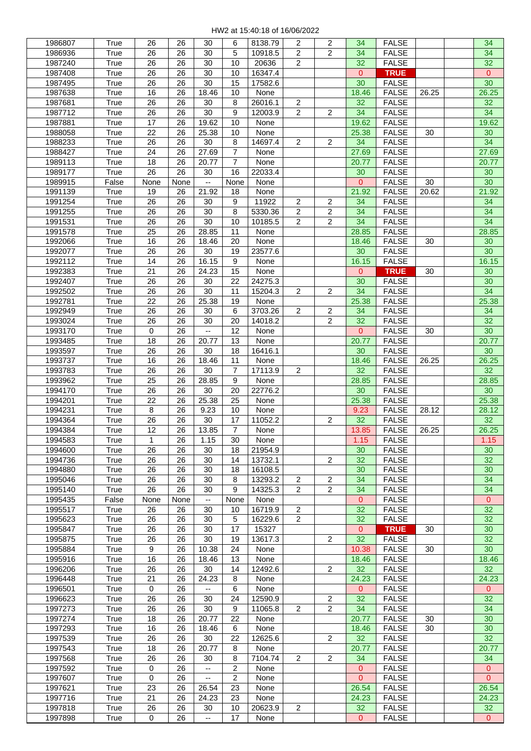| | | | | | | | | | | | | | |
|---|---|---|---|---|---|---|---|---|---|---|---|---|---|
| 1986807 | True | 26 | 26 | 30 | 6 | 8138.79 | 2 | 2 | 34 | FALSE | | | 34 |
| 1986936 | True | 26 | 26 | 30 | 5 | 10918.5 | 2 | 2 | 34 | FALSE | | | 34 |
| 1987240 | True | 26 | 26 | 30 | 10 | 20636 | 2 | | 32 | FALSE | | | 32 |
| 1987408 | True | 26 | 26 | 30 | 10 | 16347.4 | | | 0 | **TRUE** | | | 0 |
| 1987495 | True | 26 | 26 | 30 | 15 | 17582.6 | | | 30 | FALSE | | | 30 |
| 1987638 | True | 16 | 26 | 18.46 | 10 | None | | | 18.46 | FALSE | 26.25 | | 26.25 |
| 1987681 | True | 26 | 26 | 30 | 8 | 26016.1 | 2 | | 32 | FALSE | | | 32 |
| 1987712 | True | 26 | 26 | 30 | 9 | 12003.9 | 2 | 2 | 34 | FALSE | | | 34 |
| 1987881 | True | 17 | 26 | 19.62 | 10 | None | | | 19.62 | FALSE | | | 19.62 |
| 1988058 | True | 22 | 26 | 25.38 | 10 | None | | | 25.38 | FALSE | 30 | | 30 |
| 1988233 | True | 26 | 26 | 30 | 8 | 14697.4 | 2 | 2 | 34 | FALSE | | | 34 |
| 1988427 | True | 24 | 26 | 27.69 | 7 | None | | | 27.69 | FALSE | | | 27.69 |
| 1989113 | True | 18 | 26 | 20.77 | 7 | None | | | 20.77 | FALSE | | | 20.77 |
| 1989177 | True | 26 | 26 | 30 | 16 | 22033.4 | | | 30 | FALSE | | | 30 |
| 1989915 | False | None | None | -- | None | None | | | 0 | FALSE | 30 | | 30 |
| 1991139 | True | 19 | 26 | 21.92 | 18 | None | | | 21.92 | FALSE | 20.62 | | 21.92 |
| 1991254 | True | 26 | 26 | 30 | 9 | 11922 | 2 | 2 | 34 | FALSE | | | 34 |
| 1991255 | True | 26 | 26 | 30 | 8 | 5330.36 | 2 | 2 | 34 | FALSE | | | 34 |
| 1991531 | True | 26 | 26 | 30 | 10 | 10185.5 | 2 | 2 | 34 | FALSE | | | 34 |
| 1991578 | True | 25 | 26 | 28.85 | 11 | None | | | 28.85 | FALSE | | | 28.85 |
| 1992066 | True | 16 | 26 | 18.46 | 20 | None | | | 18.46 | FALSE | 30 | | 30 |
| 1992077 | True | 26 | 26 | 30 | 19 | 23577.6 | | | 30 | FALSE | | | 30 |
| 1992112 | True | 14 | 26 | 16.15 | 9 | None | | | 16.15 | FALSE | | | 16.15 |
| 1992383 | True | 21 | 26 | 24.23 | 15 | None | | | 0 | **TRUE** | 30 | | 30 |
| 1992407 | True | 26 | 26 | 30 | 22 | 24275.3 | | | 30 | FALSE | | | 30 |
| 1992502 | True | 26 | 26 | 30 | 11 | 15204.3 | 2 | 2 | 34 | FALSE | | | 34 |
| 1992781 | True | 22 | 26 | 25.38 | 19 | None | | | 25.38 | FALSE | | | 25.38 |
| 1992949 | True | 26 | 26 | 30 | 6 | 3703.26 | 2 | 2 | 34 | FALSE | | | 34 |
| 1993024 | True | 26 | 26 | 30 | 20 | 14018.2 | | 2 | 32 | FALSE | | | 32 |
| 1993170 | True | 0 | 26 | -- | 12 | None | | | 0 | FALSE | 30 | | 30 |
| 1993485 | True | 18 | 26 | 20.77 | 13 | None | | | 20.77 | FALSE | | | 20.77 |
| 1993597 | True | 26 | 26 | 30 | 18 | 16416.1 | | | 30 | FALSE | | | 30 |
| 1993737 | True | 16 | 26 | 18.46 | 11 | None | | | 18.46 | FALSE | 26.25 | | 26.25 |
| 1993783 | True | 26 | 26 | 30 | 7 | 17113.9 | 2 | | 32 | FALSE | | | 32 |
| 1993962 | True | 25 | 26 | 28.85 | 9 | None | | | 28.85 | FALSE | | | 28.85 |
| 1994170 | True | 26 | 26 | 30 | 20 | 22776.2 | | | 30 | FALSE | | | 30 |
| 1994201 | True | 22 | 26 | 25.38 | 25 | None | | | 25.38 | FALSE | | | 25.38 |
| 1994231 | True | 8 | 26 | 9.23 | 10 | None | | | 9.23 | FALSE | 28.12 | | 28.12 |
| 1994364 | True | 26 | 26 | 30 | 17 | 11052.2 | | 2 | 32 | FALSE | | | 32 |
| 1994384 | True | 12 | 26 | 13.85 | 7 | None | | | 13.85 | FALSE | 26.25 | | 26.25 |
| 1994583 | True | 1 | 26 | 1.15 | 30 | None | | | 1.15 | FALSE | | | 1.15 |
| 1994600 | True | 26 | 26 | 30 | 18 | 21954.9 | | | 30 | FALSE | | | 30 |
| 1994736 | True | 26 | 26 | 30 | 14 | 13732.1 | | 2 | 32 | FALSE | | | 32 |
| 1994880 | True | 26 | 26 | 30 | 18 | 16108.5 | | | 30 | FALSE | | | 30 |
| 1995046 | True | 26 | 26 | 30 | 8 | 13293.2 | 2 | 2 | 34 | FALSE | | | 34 |
| 1995140 | True | 26 | 26 | 30 | 9 | 14325.3 | 2 | 2 | 34 | FALSE | | | 34 |
| 1995435 | False | None | None | -- | None | None | | | 0 | FALSE | | | 0 |
| 1995517 | True | 26 | 26 | 30 | 10 | 16719.9 | 2 | | 32 | FALSE | | | 32 |
| 1995623 | True | 26 | 26 | 30 | 5 | 16229.6 | 2 | | 32 | FALSE | | | 32 |
| 1995847 | True | 26 | 26 | 30 | 17 | 15327 | | | 0 | **TRUE** | 30 | | 30 |
| 1995875 | True | 26 | 26 | 30 | 19 | 13617.3 | | 2 | 32 | FALSE | | | 32 |
| 1995884 | True | 9 | 26 | 10.38 | 24 | None | | | 10.38 | FALSE | 30 | | 30 |
| 1995916 | True | 16 | 26 | 18.46 | 13 | None | | | 18.46 | FALSE | | | 18.46 |
| 1996206 | True | 26 | 26 | 30 | 14 | 12492.6 | | 2 | 32 | FALSE | | | 32 |
| 1996448 | True | 21 | 26 | 24.23 | 8 | None | | | 24.23 | FALSE | | | 24.23 |
| 1996501 | True | 0 | 26 | -- | 6 | None | | | 0 | FALSE | | | 0 |
| 1996623 | True | 26 | 26 | 30 | 24 | 12590.9 | | 2 | 32 | FALSE | | | 32 |
| 1997273 | True | 26 | 26 | 30 | 9 | 11065.8 | 2 | 2 | 34 | FALSE | | | 34 |
| 1997274 | True | 18 | 26 | 20.77 | 22 | None | | | 20.77 | FALSE | 30 | | 30 |
| 1997293 | True | 16 | 26 | 18.46 | 6 | None | | | 18.46 | FALSE | 30 | | 30 |
| 1997539 | True | 26 | 26 | 30 | 22 | 12625.6 | | 2 | 32 | FALSE | | | 32 |
| 1997543 | True | 18 | 26 | 20.77 | 8 | None | | | 20.77 | FALSE | | | 20.77 |
| 1997568 | True | 26 | 26 | 30 | 8 | 7104.74 | 2 | 2 | 34 | FALSE | | | 34 |
| 1997592 | True | 0 | 26 | -- | 2 | None | | | 0 | FALSE | | | 0 |
| 1997607 | True | 0 | 26 | -- | 2 | None | | | 0 | FALSE | | | 0 |
| 1997621 | True | 23 | 26 | 26.54 | 23 | None | | | 26.54 | FALSE | | | 26.54 |
| 1997716 | True | 21 | 26 | 24.23 | 23 | None | | | 24.23 | FALSE | | | 24.23 |
| 1997818 | True | 26 | 26 | 30 | 10 | 20623.9 | 2 | | 32 | FALSE | | | 32 |
| 1997898 | True | 0 | 26 | -- | 17 | None | | | 0 | FALSE | | | 0 |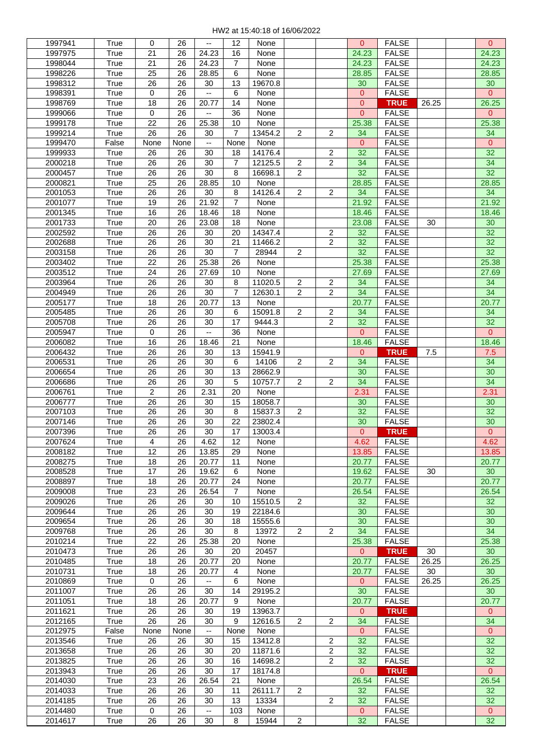HW2 at 15:40:18 of 16/06/2022

| | | | | | | | | | | | | | |
|---|---|---|---|---|---|---|---|---|---|---|---|---|---|
| 1997941 | True | 0 | 26 | -- | 12 | None | | | 0 | FALSE | | | 0 |
| 1997975 | True | 21 | 26 | 24.23 | 16 | None | | | 24.23 | FALSE | | | 24.23 |
| 1998044 | True | 21 | 26 | 24.23 | 7 | None | | | 24.23 | FALSE | | | 24.23 |
| 1998226 | True | 25 | 26 | 28.85 | 6 | None | | | 28.85 | FALSE | | | 28.85 |
| 1998312 | True | 26 | 26 | 30 | 13 | 19670.8 | | | 30 | FALSE | | | 30 |
| 1998391 | True | 0 | 26 | -- | 6 | None | | | 0 | FALSE | | | 0 |
| 1998769 | True | 18 | 26 | 20.77 | 14 | None | | | 0 | TRUE | 26.25 | | 26.25 |
| 1999066 | True | 0 | 26 | -- | 36 | None | | | 0 | FALSE | | | 0 |
| 1999178 | True | 22 | 26 | 25.38 | 10 | None | | | 25.38 | FALSE | | | 25.38 |
| 1999214 | True | 26 | 26 | 30 | 7 | 13454.2 | 2 | 2 | 34 | FALSE | | | 34 |
| 1999470 | False | None | None | -- | None | None | | | 0 | FALSE | | | 0 |
| 1999933 | True | 26 | 26 | 30 | 18 | 14176.4 | | 2 | 32 | FALSE | | | 32 |
| 2000218 | True | 26 | 26 | 30 | 7 | 12125.5 | 2 | 2 | 34 | FALSE | | | 34 |
| 2000457 | True | 26 | 26 | 30 | 8 | 16698.1 | 2 | | 32 | FALSE | | | 32 |
| 2000821 | True | 25 | 26 | 28.85 | 10 | None | | | 28.85 | FALSE | | | 28.85 |
| 2001053 | True | 26 | 26 | 30 | 8 | 14126.4 | 2 | 2 | 34 | FALSE | | | 34 |
| 2001077 | True | 19 | 26 | 21.92 | 7 | None | | | 21.92 | FALSE | | | 21.92 |
| 2001345 | True | 16 | 26 | 18.46 | 18 | None | | | 18.46 | FALSE | | | 18.46 |
| 2001733 | True | 20 | 26 | 23.08 | 18 | None | | | 23.08 | FALSE | 30 | | 30 |
| 2002592 | True | 26 | 26 | 30 | 20 | 14347.4 | | 2 | 32 | FALSE | | | 32 |
| 2002688 | True | 26 | 26 | 30 | 21 | 11466.2 | | 2 | 32 | FALSE | | | 32 |
| 2003158 | True | 26 | 26 | 30 | 7 | 28944 | 2 | | 32 | FALSE | | | 32 |
| 2003402 | True | 22 | 26 | 25.38 | 26 | None | | | 25.38 | FALSE | | | 25.38 |
| 2003512 | True | 24 | 26 | 27.69 | 10 | None | | | 27.69 | FALSE | | | 27.69 |
| 2003964 | True | 26 | 26 | 30 | 8 | 11020.5 | 2 | 2 | 34 | FALSE | | | 34 |
| 2004949 | True | 26 | 26 | 30 | 7 | 12630.1 | 2 | 2 | 34 | FALSE | | | 34 |
| 2005177 | True | 18 | 26 | 20.77 | 13 | None | | | 20.77 | FALSE | | | 20.77 |
| 2005485 | True | 26 | 26 | 30 | 6 | 15091.8 | 2 | 2 | 34 | FALSE | | | 34 |
| 2005708 | True | 26 | 26 | 30 | 17 | 9444.3 | | 2 | 32 | FALSE | | | 32 |
| 2005947 | True | 0 | 26 | -- | 36 | None | | | 0 | FALSE | | | 0 |
| 2006082 | True | 16 | 26 | 18.46 | 21 | None | | | 18.46 | FALSE | | | 18.46 |
| 2006432 | True | 26 | 26 | 30 | 13 | 15941.9 | | | 0 | TRUE | 7.5 | | 7.5 |
| 2006531 | True | 26 | 26 | 30 | 6 | 14106 | 2 | 2 | 34 | FALSE | | | 34 |
| 2006654 | True | 26 | 26 | 30 | 13 | 28662.9 | | | 30 | FALSE | | | 30 |
| 2006686 | True | 26 | 26 | 30 | 5 | 10757.7 | 2 | 2 | 34 | FALSE | | | 34 |
| 2006761 | True | 2 | 26 | 2.31 | 20 | None | | | 2.31 | FALSE | | | 2.31 |
| 2006777 | True | 26 | 26 | 30 | 15 | 18058.7 | | | 30 | FALSE | | | 30 |
| 2007103 | True | 26 | 26 | 30 | 8 | 15837.3 | 2 | | 32 | FALSE | | | 32 |
| 2007146 | True | 26 | 26 | 30 | 22 | 23802.4 | | | 30 | FALSE | | | 30 |
| 2007396 | True | 26 | 26 | 30 | 17 | 13003.4 | | | 0 | TRUE | | | 0 |
| 2007624 | True | 4 | 26 | 4.62 | 12 | None | | | 4.62 | FALSE | | | 4.62 |
| 2008182 | True | 12 | 26 | 13.85 | 29 | None | | | 13.85 | FALSE | | | 13.85 |
| 2008275 | True | 18 | 26 | 20.77 | 11 | None | | | 20.77 | FALSE | | | 20.77 |
| 2008528 | True | 17 | 26 | 19.62 | 6 | None | | | 19.62 | FALSE | 30 | | 30 |
| 2008897 | True | 18 | 26 | 20.77 | 24 | None | | | 20.77 | FALSE | | | 20.77 |
| 2009008 | True | 23 | 26 | 26.54 | 7 | None | | | 26.54 | FALSE | | | 26.54 |
| 2009026 | True | 26 | 26 | 30 | 10 | 15510.5 | 2 | | 32 | FALSE | | | 32 |
| 2009644 | True | 26 | 26 | 30 | 19 | 22184.6 | | | 30 | FALSE | | | 30 |
| 2009654 | True | 26 | 26 | 30 | 18 | 15555.6 | | | 30 | FALSE | | | 30 |
| 2009768 | True | 26 | 26 | 30 | 8 | 13972 | 2 | 2 | 34 | FALSE | | | 34 |
| 2010214 | True | 22 | 26 | 25.38 | 20 | None | | | 25.38 | FALSE | | | 25.38 |
| 2010473 | True | 26 | 26 | 30 | 20 | 20457 | | | 0 | TRUE | 30 | | 30 |
| 2010485 | True | 18 | 26 | 20.77 | 20 | None | | | 20.77 | FALSE | 26.25 | | 26.25 |
| 2010731 | True | 18 | 26 | 20.77 | 4 | None | | | 20.77 | FALSE | 30 | | 30 |
| 2010869 | True | 0 | 26 | -- | 6 | None | | | 0 | FALSE | 26.25 | | 26.25 |
| 2011007 | True | 26 | 26 | 30 | 14 | 29195.2 | | | 30 | FALSE | | | 30 |
| 2011051 | True | 18 | 26 | 20.77 | 9 | None | | | 20.77 | FALSE | | | 20.77 |
| 2011621 | True | 26 | 26 | 30 | 19 | 13963.7 | | | 0 | TRUE | | | 0 |
| 2012165 | True | 26 | 26 | 30 | 9 | 12616.5 | 2 | 2 | 34 | FALSE | | | 34 |
| 2012975 | False | None | None | -- | None | None | | | 0 | FALSE | | | 0 |
| 2013546 | True | 26 | 26 | 30 | 15 | 13412.8 | | 2 | 32 | FALSE | | | 32 |
| 2013658 | True | 26 | 26 | 30 | 20 | 11871.6 | | 2 | 32 | FALSE | | | 32 |
| 2013825 | True | 26 | 26 | 30 | 16 | 14698.2 | | 2 | 32 | FALSE | | | 32 |
| 2013943 | True | 26 | 26 | 30 | 17 | 18174.8 | | | 0 | TRUE | | | 0 |
| 2014030 | True | 23 | 26 | 26.54 | 21 | None | | | 26.54 | FALSE | | | 26.54 |
| 2014033 | True | 26 | 26 | 30 | 11 | 26111.7 | 2 | | 32 | FALSE | | | 32 |
| 2014185 | True | 26 | 26 | 30 | 13 | 13334 | | 2 | 32 | FALSE | | | 32 |
| 2014480 | True | 0 | 26 | -- | 103 | None | | | 0 | FALSE | | | 0 |
| 2014617 | True | 26 | 26 | 30 | 8 | 15944 | 2 | | 32 | FALSE | | | 32 |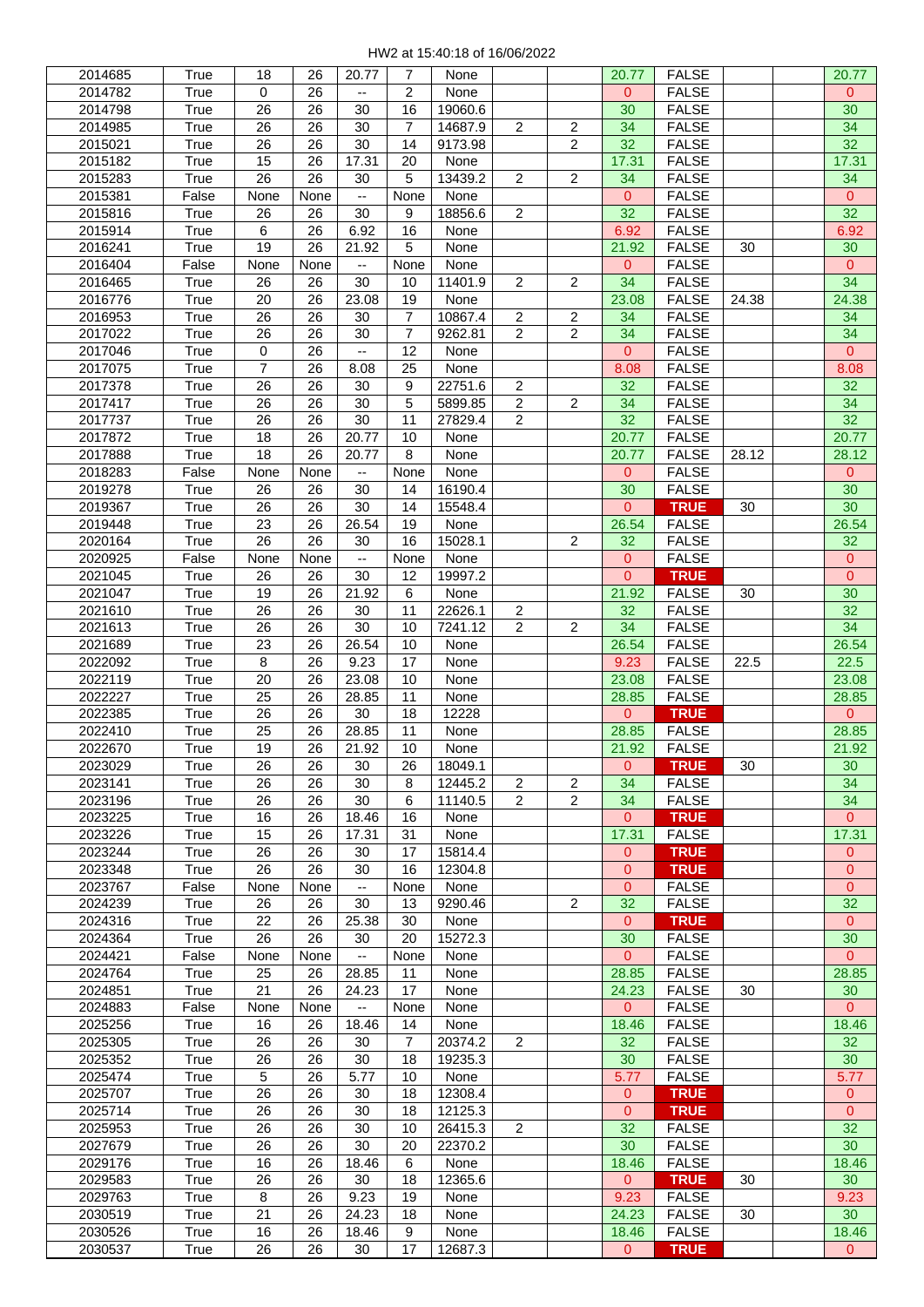HW2 at 15:40:18 of 16/06/2022

| | | | | | | | | | | | | |
|---|---|---|---|---|---|---|---|---|---|---|---|---|
| 2014685 | True | 18 | 26 | 20.77 | 7 | None | | | 20.77 | FALSE | | 20.77 |
| 2014782 | True | 0 | 26 | -- | 2 | None | | | 0 | FALSE | | 0 |
| 2014798 | True | 26 | 26 | 30 | 16 | 19060.6 | | | 30 | FALSE | | 30 |
| 2014985 | True | 26 | 26 | 30 | 7 | 14687.9 | 2 | 2 | 34 | FALSE | | 34 |
| 2015021 | True | 26 | 26 | 30 | 14 | 9173.98 | | 2 | 32 | FALSE | | 32 |
| 2015182 | True | 15 | 26 | 17.31 | 20 | None | | | 17.31 | FALSE | | 17.31 |
| 2015283 | True | 26 | 26 | 30 | 5 | 13439.2 | 2 | 2 | 34 | FALSE | | 34 |
| 2015381 | False | None | None | -- | None | None | | | 0 | FALSE | | 0 |
| 2015816 | True | 26 | 26 | 30 | 9 | 18856.6 | 2 | | 32 | FALSE | | 32 |
| 2015914 | True | 6 | 26 | 6.92 | 16 | None | | | 6.92 | FALSE | | 6.92 |
| 2016241 | True | 19 | 26 | 21.92 | 5 | None | | | 21.92 | FALSE | 30 | 30 |
| 2016404 | False | None | None | -- | None | None | | | 0 | FALSE | | 0 |
| 2016465 | True | 26 | 26 | 30 | 10 | 11401.9 | 2 | 2 | 34 | FALSE | | 34 |
| 2016776 | True | 20 | 26 | 23.08 | 19 | None | | | 23.08 | FALSE | 24.38 | 24.38 |
| 2016953 | True | 26 | 26 | 30 | 7 | 10867.4 | 2 | 2 | 34 | FALSE | | 34 |
| 2017022 | True | 26 | 26 | 30 | 7 | 9262.81 | 2 | 2 | 34 | FALSE | | 34 |
| 2017046 | True | 0 | 26 | -- | 12 | None | | | 0 | FALSE | | 0 |
| 2017075 | True | 7 | 26 | 8.08 | 25 | None | | | 8.08 | FALSE | | 8.08 |
| 2017378 | True | 26 | 26 | 30 | 9 | 22751.6 | 2 | | 32 | FALSE | | 32 |
| 2017417 | True | 26 | 26 | 30 | 5 | 5899.85 | 2 | 2 | 34 | FALSE | | 34 |
| 2017737 | True | 26 | 26 | 30 | 11 | 27829.4 | 2 | | 32 | FALSE | | 32 |
| 2017872 | True | 18 | 26 | 20.77 | 10 | None | | | 20.77 | FALSE | | 20.77 |
| 2017888 | True | 18 | 26 | 20.77 | 8 | None | | | 20.77 | FALSE | 28.12 | 28.12 |
| 2018283 | False | None | None | -- | None | None | | | 0 | FALSE | | 0 |
| 2019278 | True | 26 | 26 | 30 | 14 | 16190.4 | | | 30 | FALSE | | 30 |
| 2019367 | True | 26 | 26 | 30 | 14 | 15548.4 | | | 0 | TRUE | 30 | 30 |
| 2019448 | True | 23 | 26 | 26.54 | 19 | None | | | 26.54 | FALSE | | 26.54 |
| 2020164 | True | 26 | 26 | 30 | 16 | 15028.1 | | 2 | 32 | FALSE | | 32 |
| 2020925 | False | None | None | -- | None | None | | | 0 | FALSE | | 0 |
| 2021045 | True | 26 | 26 | 30 | 12 | 19997.2 | | | 0 | TRUE | | 0 |
| 2021047 | True | 19 | 26 | 21.92 | 6 | None | | | 21.92 | FALSE | 30 | 30 |
| 2021610 | True | 26 | 26 | 30 | 11 | 22626.1 | 2 | | 32 | FALSE | | 32 |
| 2021613 | True | 26 | 26 | 30 | 10 | 7241.12 | 2 | 2 | 34 | FALSE | | 34 |
| 2021689 | True | 23 | 26 | 26.54 | 10 | None | | | 26.54 | FALSE | | 26.54 |
| 2022092 | True | 8 | 26 | 9.23 | 17 | None | | | 9.23 | FALSE | 22.5 | 22.5 |
| 2022119 | True | 20 | 26 | 23.08 | 10 | None | | | 23.08 | FALSE | | 23.08 |
| 2022227 | True | 25 | 26 | 28.85 | 11 | None | | | 28.85 | FALSE | | 28.85 |
| 2022385 | True | 26 | 26 | 30 | 18 | 12228 | | | 0 | TRUE | | 0 |
| 2022410 | True | 25 | 26 | 28.85 | 11 | None | | | 28.85 | FALSE | | 28.85 |
| 2022670 | True | 19 | 26 | 21.92 | 10 | None | | | 21.92 | FALSE | | 21.92 |
| 2023029 | True | 26 | 26 | 30 | 26 | 18049.1 | | | 0 | TRUE | 30 | 30 |
| 2023141 | True | 26 | 26 | 30 | 8 | 12445.2 | 2 | 2 | 34 | FALSE | | 34 |
| 2023196 | True | 26 | 26 | 30 | 6 | 11140.5 | 2 | 2 | 34 | FALSE | | 34 |
| 2023225 | True | 16 | 26 | 18.46 | 16 | None | | | 0 | TRUE | | 0 |
| 2023226 | True | 15 | 26 | 17.31 | 31 | None | | | 17.31 | FALSE | | 17.31 |
| 2023244 | True | 26 | 26 | 30 | 17 | 15814.4 | | | 0 | TRUE | | 0 |
| 2023348 | True | 26 | 26 | 30 | 16 | 12304.8 | | | 0 | TRUE | | 0 |
| 2023767 | False | None | None | -- | None | None | | | 0 | FALSE | | 0 |
| 2024239 | True | 26 | 26 | 30 | 13 | 9290.46 | | 2 | 32 | FALSE | | 32 |
| 2024316 | True | 22 | 26 | 25.38 | 30 | None | | | 0 | TRUE | | 0 |
| 2024364 | True | 26 | 26 | 30 | 20 | 15272.3 | | | 30 | FALSE | | 30 |
| 2024421 | False | None | None | -- | None | None | | | 0 | FALSE | | 0 |
| 2024764 | True | 25 | 26 | 28.85 | 11 | None | | | 28.85 | FALSE | | 28.85 |
| 2024851 | True | 21 | 26 | 24.23 | 17 | None | | | 24.23 | FALSE | 30 | 30 |
| 2024883 | False | None | None | -- | None | None | | | 0 | FALSE | | 0 |
| 2025256 | True | 16 | 26 | 18.46 | 14 | None | | | 18.46 | FALSE | | 18.46 |
| 2025305 | True | 26 | 26 | 30 | 7 | 20374.2 | 2 | | 32 | FALSE | | 32 |
| 2025352 | True | 26 | 26 | 30 | 18 | 19235.3 | | | 30 | FALSE | | 30 |
| 2025474 | True | 5 | 26 | 5.77 | 10 | None | | | 5.77 | FALSE | | 5.77 |
| 2025707 | True | 26 | 26 | 30 | 18 | 12308.4 | | | 0 | TRUE | | 0 |
| 2025714 | True | 26 | 26 | 30 | 18 | 12125.3 | | | 0 | TRUE | | 0 |
| 2025953 | True | 26 | 26 | 30 | 10 | 26415.3 | 2 | | 32 | FALSE | | 32 |
| 2027679 | True | 26 | 26 | 30 | 20 | 22370.2 | | | 30 | FALSE | | 30 |
| 2029176 | True | 16 | 26 | 18.46 | 6 | None | | | 18.46 | FALSE | | 18.46 |
| 2029583 | True | 26 | 26 | 30 | 18 | 12365.6 | | | 0 | TRUE | 30 | 30 |
| 2029763 | True | 8 | 26 | 9.23 | 19 | None | | | 9.23 | FALSE | | 9.23 |
| 2030519 | True | 21 | 26 | 24.23 | 18 | None | | | 24.23 | FALSE | 30 | 30 |
| 2030526 | True | 16 | 26 | 18.46 | 9 | None | | | 18.46 | FALSE | | 18.46 |
| 2030537 | True | 26 | 26 | 30 | 17 | 12687.3 | | | 0 | TRUE | | 0 |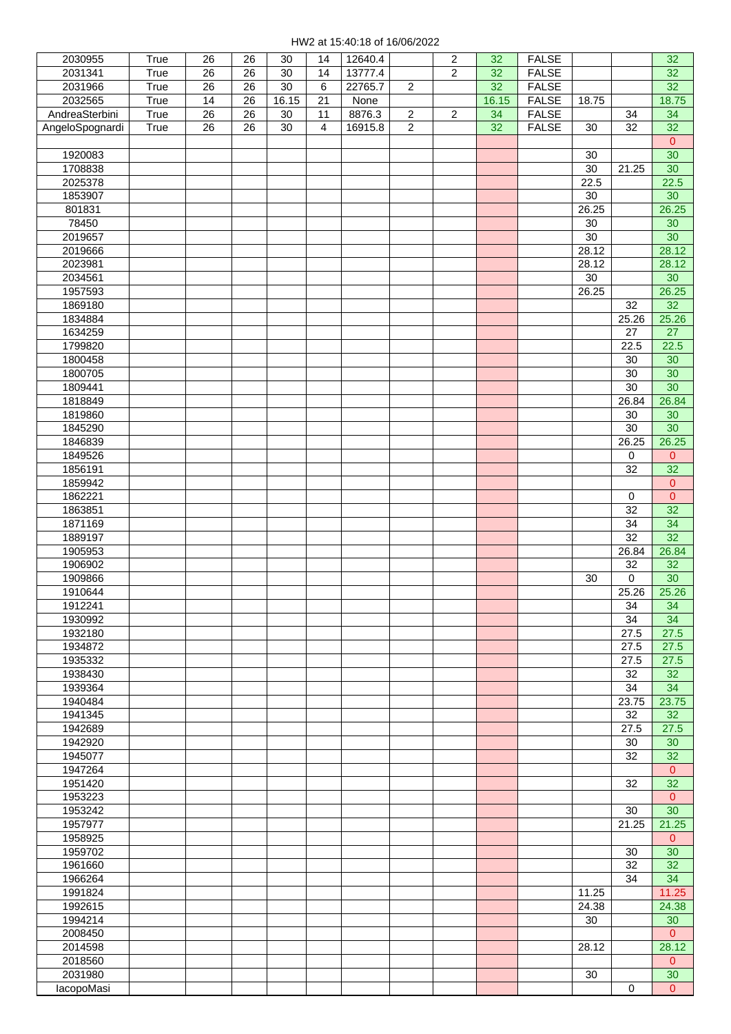HW2 at 15:40:18 of 16/06/2022

| | | | | | | | | | | | | | |
|---|---|---|---|---|---|---|---|---|---|---|---|---|---|
| 2030955 | True | 26 | 26 | 30 | 14 | 12640.4 | | 2 | 32 | FALSE | | | 32 |
| 2031341 | True | 26 | 26 | 30 | 14 | 13777.4 | | 2 | 32 | FALSE | | | 32 |
| 2031966 | True | 26 | 26 | 30 | 6 | 22765.7 | 2 | | 32 | FALSE | | | 32 |
| 2032565 | True | 14 | 26 | 16.15 | 21 | None | | | 16.15 | FALSE | 18.75 | | 18.75 |
| AndreaSterbini | True | 26 | 26 | 30 | 11 | 8876.3 | 2 | 2 | 34 | FALSE | | 34 | 34 |
| AngeloSpognardi | True | 26 | 26 | 30 | 4 | 16915.8 | 2 | | 32 | FALSE | 30 | 32 | 32 |
| | | | | | | | | | | | | | 0 |
| 1920083 | | | | | | | | | | | 30 | | 30 |
| 1708838 | | | | | | | | | | | 30 | 21.25 | 30 |
| 2025378 | | | | | | | | | | | 22.5 | | 22.5 |
| 1853907 | | | | | | | | | | | 30 | | 30 |
| 801831 | | | | | | | | | | | 26.25 | | 26.25 |
| 78450 | | | | | | | | | | | 30 | | 30 |
| 2019657 | | | | | | | | | | | 30 | | 30 |
| 2019666 | | | | | | | | | | | 28.12 | | 28.12 |
| 2023981 | | | | | | | | | | | 28.12 | | 28.12 |
| 2034561 | | | | | | | | | | | 30 | | 30 |
| 1957593 | | | | | | | | | | | 26.25 | | 26.25 |
| 1869180 | | | | | | | | | | | | 32 | 32 |
| 1834884 | | | | | | | | | | | | 25.26 | 25.26 |
| 1634259 | | | | | | | | | | | | 27 | 27 |
| 1799820 | | | | | | | | | | | | 22.5 | 22.5 |
| 1800458 | | | | | | | | | | | | 30 | 30 |
| 1800705 | | | | | | | | | | | | 30 | 30 |
| 1809441 | | | | | | | | | | | | 30 | 30 |
| 1818849 | | | | | | | | | | | | 26.84 | 26.84 |
| 1819860 | | | | | | | | | | | | 30 | 30 |
| 1845290 | | | | | | | | | | | | 30 | 30 |
| 1846839 | | | | | | | | | | | | 26.25 | 26.25 |
| 1849526 | | | | | | | | | | | | 0 | 0 |
| 1856191 | | | | | | | | | | | | 32 | 32 |
| 1859942 | | | | | | | | | | | | | 0 |
| 1862221 | | | | | | | | | | | | 0 | 0 |
| 1863851 | | | | | | | | | | | | 32 | 32 |
| 1871169 | | | | | | | | | | | | 34 | 34 |
| 1889197 | | | | | | | | | | | | 32 | 32 |
| 1905953 | | | | | | | | | | | | 26.84 | 26.84 |
| 1906902 | | | | | | | | | | | | 32 | 32 |
| 1909866 | | | | | | | | | | | 30 | 0 | 30 |
| 1910644 | | | | | | | | | | | | 25.26 | 25.26 |
| 1912241 | | | | | | | | | | | | 34 | 34 |
| 1930992 | | | | | | | | | | | | 34 | 34 |
| 1932180 | | | | | | | | | | | | 27.5 | 27.5 |
| 1934872 | | | | | | | | | | | | 27.5 | 27.5 |
| 1935332 | | | | | | | | | | | | 27.5 | 27.5 |
| 1938430 | | | | | | | | | | | | 32 | 32 |
| 1939364 | | | | | | | | | | | | 34 | 34 |
| 1940484 | | | | | | | | | | | | 23.75 | 23.75 |
| 1941345 | | | | | | | | | | | | 32 | 32 |
| 1942689 | | | | | | | | | | | | 27.5 | 27.5 |
| 1942920 | | | | | | | | | | | | 30 | 30 |
| 1945077 | | | | | | | | | | | | 32 | 32 |
| 1947264 | | | | | | | | | | | | | 0 |
| 1951420 | | | | | | | | | | | | 32 | 32 |
| 1953223 | | | | | | | | | | | | | 0 |
| 1953242 | | | | | | | | | | | | 30 | 30 |
| 1957977 | | | | | | | | | | | | 21.25 | 21.25 |
| 1958925 | | | | | | | | | | | | | 0 |
| 1959702 | | | | | | | | | | | | 30 | 30 |
| 1961660 | | | | | | | | | | | | 32 | 32 |
| 1966264 | | | | | | | | | | | | 34 | 34 |
| 1991824 | | | | | | | | | | | 11.25 | | 11.25 |
| 1992615 | | | | | | | | | | | 24.38 | | 24.38 |
| 1994214 | | | | | | | | | | | 30 | | 30 |
| 2008450 | | | | | | | | | | | | | 0 |
| 2014598 | | | | | | | | | | | 28.12 | | 28.12 |
| 2018560 | | | | | | | | | | | | | 0 |
| 2031980 | | | | | | | | | | | 30 | | 30 |
| IacopoMasi | | | | | | | | | | | | 0 | 0 |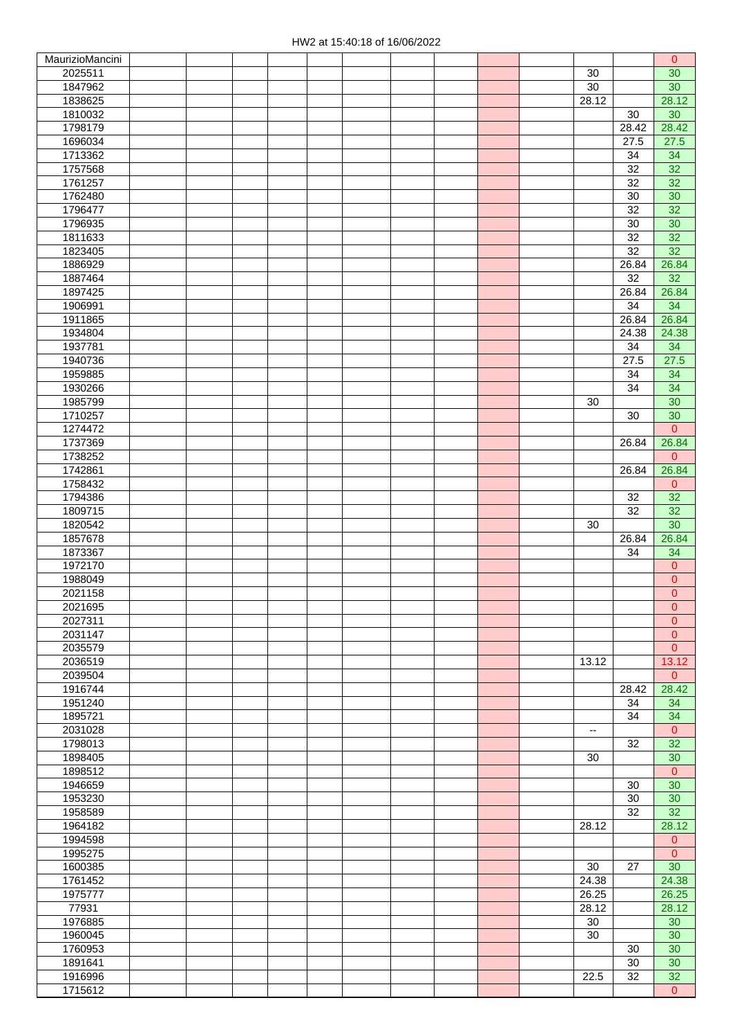HW2 at 15:40:18 of 16/06/2022

| MaurizioMancini | | | | | | | | | | | | | 0 |
|---|---|---|---|---|---|---|---|---|---|---|---|---|---|
| 2025511 | | | | | | | | | | | 30 | | 30 |
| 1847962 | | | | | | | | | | | 30 | | 30 |
| 1838625 | | | | | | | | | | | 28.12 | | 28.12 |
| 1810032 | | | | | | | | | | | | 30 | 30 |
| 1798179 | | | | | | | | | | | | 28.42 | 28.42 |
| 1696034 | | | | | | | | | | | | 27.5 | 27.5 |
| 1713362 | | | | | | | | | | | | 34 | 34 |
| 1757568 | | | | | | | | | | | | 32 | 32 |
| 1761257 | | | | | | | | | | | | 32 | 32 |
| 1762480 | | | | | | | | | | | | 30 | 30 |
| 1796477 | | | | | | | | | | | | 32 | 32 |
| 1796935 | | | | | | | | | | | | 30 | 30 |
| 1811633 | | | | | | | | | | | | 32 | 32 |
| 1823405 | | | | | | | | | | | | 32 | 32 |
| 1886929 | | | | | | | | | | | | 26.84 | 26.84 |
| 1887464 | | | | | | | | | | | | 32 | 32 |
| 1897425 | | | | | | | | | | | | 26.84 | 26.84 |
| 1906991 | | | | | | | | | | | | 34 | 34 |
| 1911865 | | | | | | | | | | | | 26.84 | 26.84 |
| 1934804 | | | | | | | | | | | | 24.38 | 24.38 |
| 1937781 | | | | | | | | | | | | 34 | 34 |
| 1940736 | | | | | | | | | | | | 27.5 | 27.5 |
| 1959885 | | | | | | | | | | | | 34 | 34 |
| 1930266 | | | | | | | | | | | | 34 | 34 |
| 1985799 | | | | | | | | | | | 30 | | 30 |
| 1710257 | | | | | | | | | | | | 30 | 30 |
| 1274472 | | | | | | | | | | | | | 0 |
| 1737369 | | | | | | | | | | | | 26.84 | 26.84 |
| 1738252 | | | | | | | | | | | | | 0 |
| 1742861 | | | | | | | | | | | | 26.84 | 26.84 |
| 1758432 | | | | | | | | | | | | | 0 |
| 1794386 | | | | | | | | | | | | 32 | 32 |
| 1809715 | | | | | | | | | | | | 32 | 32 |
| 1820542 | | | | | | | | | | | 30 | | 30 |
| 1857678 | | | | | | | | | | | | 26.84 | 26.84 |
| 1873367 | | | | | | | | | | | | 34 | 34 |
| 1972170 | | | | | | | | | | | | | 0 |
| 1988049 | | | | | | | | | | | | | 0 |
| 2021158 | | | | | | | | | | | | | 0 |
| 2021695 | | | | | | | | | | | | | 0 |
| 2027311 | | | | | | | | | | | | | 0 |
| 2031147 | | | | | | | | | | | | | 0 |
| 2035579 | | | | | | | | | | | | | 0 |
| 2036519 | | | | | | | | | | | 13.12 | | 13.12 |
| 2039504 | | | | | | | | | | | | | 0 |
| 1916744 | | | | | | | | | | | | 28.42 | 28.42 |
| 1951240 | | | | | | | | | | | | 34 | 34 |
| 1895721 | | | | | | | | | | | | 34 | 34 |
| 2031028 | | | | | | | | | | | -- | | 0 |
| 1798013 | | | | | | | | | | | | 32 | 32 |
| 1898405 | | | | | | | | | | | 30 | | 30 |
| 1898512 | | | | | | | | | | | | | 0 |
| 1946659 | | | | | | | | | | | | 30 | 30 |
| 1953230 | | | | | | | | | | | | 30 | 30 |
| 1958589 | | | | | | | | | | | | 32 | 32 |
| 1964182 | | | | | | | | | | | 28.12 | | 28.12 |
| 1994598 | | | | | | | | | | | | | 0 |
| 1995275 | | | | | | | | | | | | | 0 |
| 1600385 | | | | | | | | | | | 30 | 27 | 30 |
| 1761452 | | | | | | | | | | | 24.38 | | 24.38 |
| 1975777 | | | | | | | | | | | 26.25 | | 26.25 |
| 77931 | | | | | | | | | | | 28.12 | | 28.12 |
| 1976885 | | | | | | | | | | | 30 | | 30 |
| 1960045 | | | | | | | | | | | 30 | | 30 |
| 1760953 | | | | | | | | | | | | 30 | 30 |
| 1891641 | | | | | | | | | | | | 30 | 30 |
| 1916996 | | | | | | | | | | | 22.5 | 32 | 32 |
| 1715612 | | | | | | | | | | | | | 0 |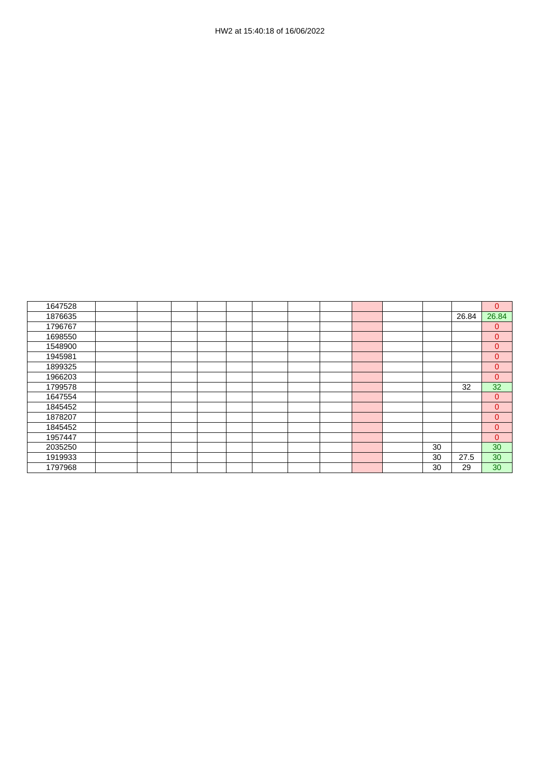| | | | | | | | | | | | | | |
|---|---|---|---|---|---|---|---|---|---|---|---|---|---|
| 1647528 | | | | | | | | | | | | | 0 |
| 1876635 | | | | | | | | | | | | 26.84 | 26.84 |
| 1796767 | | | | | | | | | | | | | 0 |
| 1698550 | | | | | | | | | | | | | 0 |
| 1548900 | | | | | | | | | | | | | 0 |
| 1945981 | | | | | | | | | | | | | 0 |
| 1899325 | | | | | | | | | | | | | 0 |
| 1966203 | | | | | | | | | | | | | 0 |
| 1799578 | | | | | | | | | | | | 32 | 32 |
| 1647554 | | | | | | | | | | | | | 0 |
| 1845452 | | | | | | | | | | | | | 0 |
| 1878207 | | | | | | | | | | | | | 0 |
| 1845452 | | | | | | | | | | | | | 0 |
| 1957447 | | | | | | | | | | | | | 0 |
| 2035250 | | | | | | | | | | | 30 | | 30 |
| 1919933 | | | | | | | | | | | 30 | 27.5 | 30 |
| 1797968 | | | | | | | | | | | 30 | 29 | 30 |